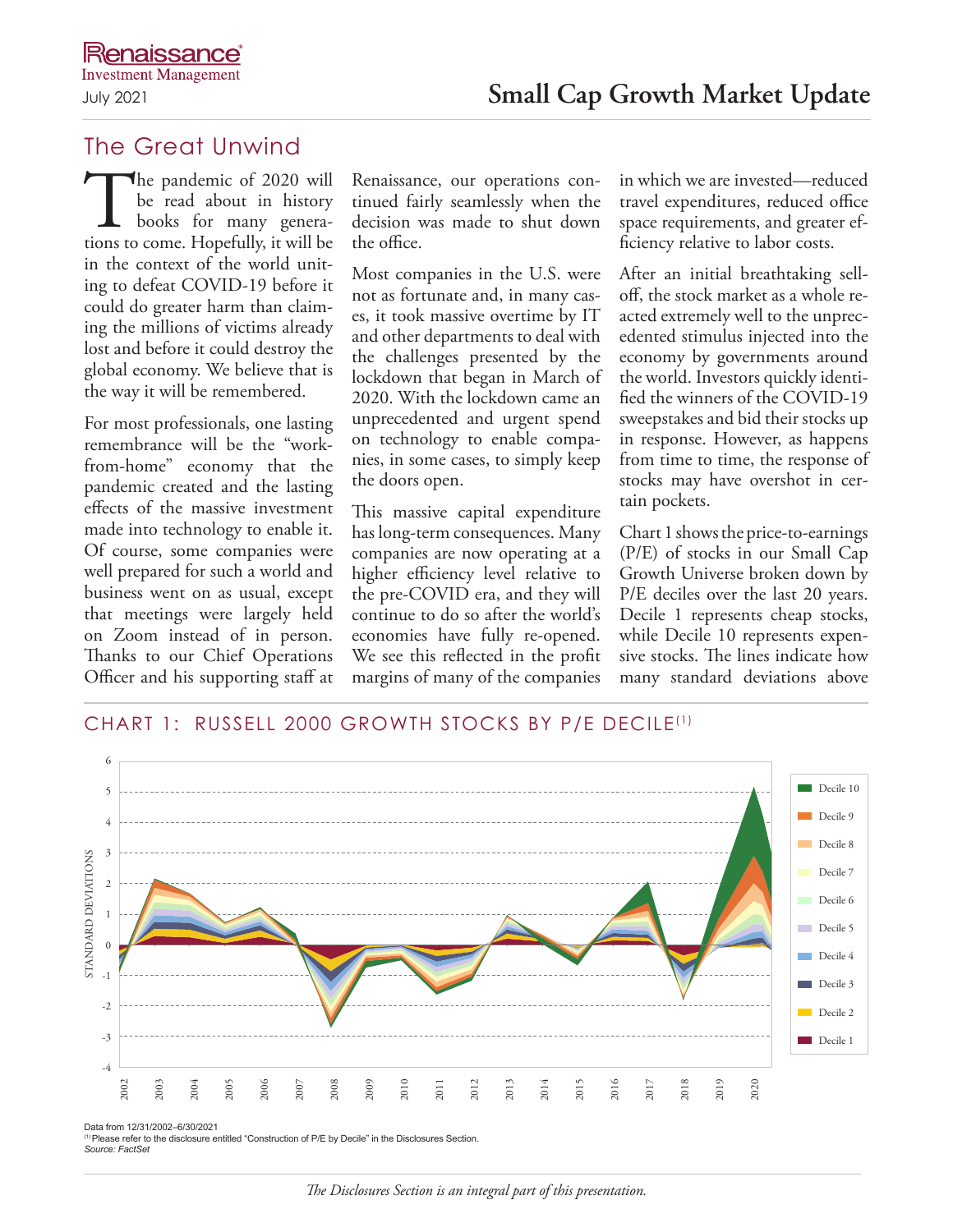# Small Cap Growth Market Update

Renaissance Investment Management

July 2021

## The Great Unwind

The pandemic of 2020 will be read about in history books for many generations to come. Hopefully, it will be in the context of the world uniting to defeat COVID-19 before it could do greater harm than claiming the millions of victims already lost and before it could destroy the global economy. We believe that is the way it will be remembered.

For most professionals, one lasting remembrance will be the "work-from-home" economy that the pandemic created and the lasting effects of the massive investment made into technology to enable it. Of course, some companies were well prepared for such a world and business went on as usual, except that meetings were largely held on Zoom instead of in person. Thanks to our Chief Operations Officer and his supporting staff at Renaissance, our operations continued fairly seamlessly when the decision was made to shut down the office.

Most companies in the U.S. were not as fortunate and, in many cases, it took massive overtime by IT and other departments to deal with the challenges presented by the lockdown that began in March of 2020. With the lockdown came an unprecedented and urgent spend on technology to enable companies, in some cases, to simply keep the doors open.

This massive capital expenditure has long-term consequences. Many companies are now operating at a higher efficiency level relative to the pre-COVID era, and they will continue to do so after the world's economies have fully re-opened. We see this reflected in the profit margins of many of the companies in which we are invested—reduced travel expenditures, reduced office space requirements, and greater efficiency relative to labor costs.

After an initial breathtaking sell-off, the stock market as a whole reacted extremely well to the unprecedented stimulus injected into the economy by governments around the world. Investors quickly identified the winners of the COVID-19 sweepstakes and bid their stocks up in response. However, as happens from time to time, the response of stocks may have overshot in certain pockets.

Chart 1 shows the price-to-earnings (P/E) of stocks in our Small Cap Growth Universe broken down by P/E deciles over the last 20 years. Decile 1 represents cheap stocks, while Decile 10 represents expensive stocks. The lines indicate how many standard deviations above

### CHART 1: RUSSELL 2000 GROWTH STOCKS BY P/E DECILE[1]

Data from 12/31/2002–6/30/2021

[1] Please refer to the disclosure entitled "Construction of P/E by Decile" in the Disclosures Section.

*Source: FactSet*

*The Disclosures Section is an integral part of this presentation.*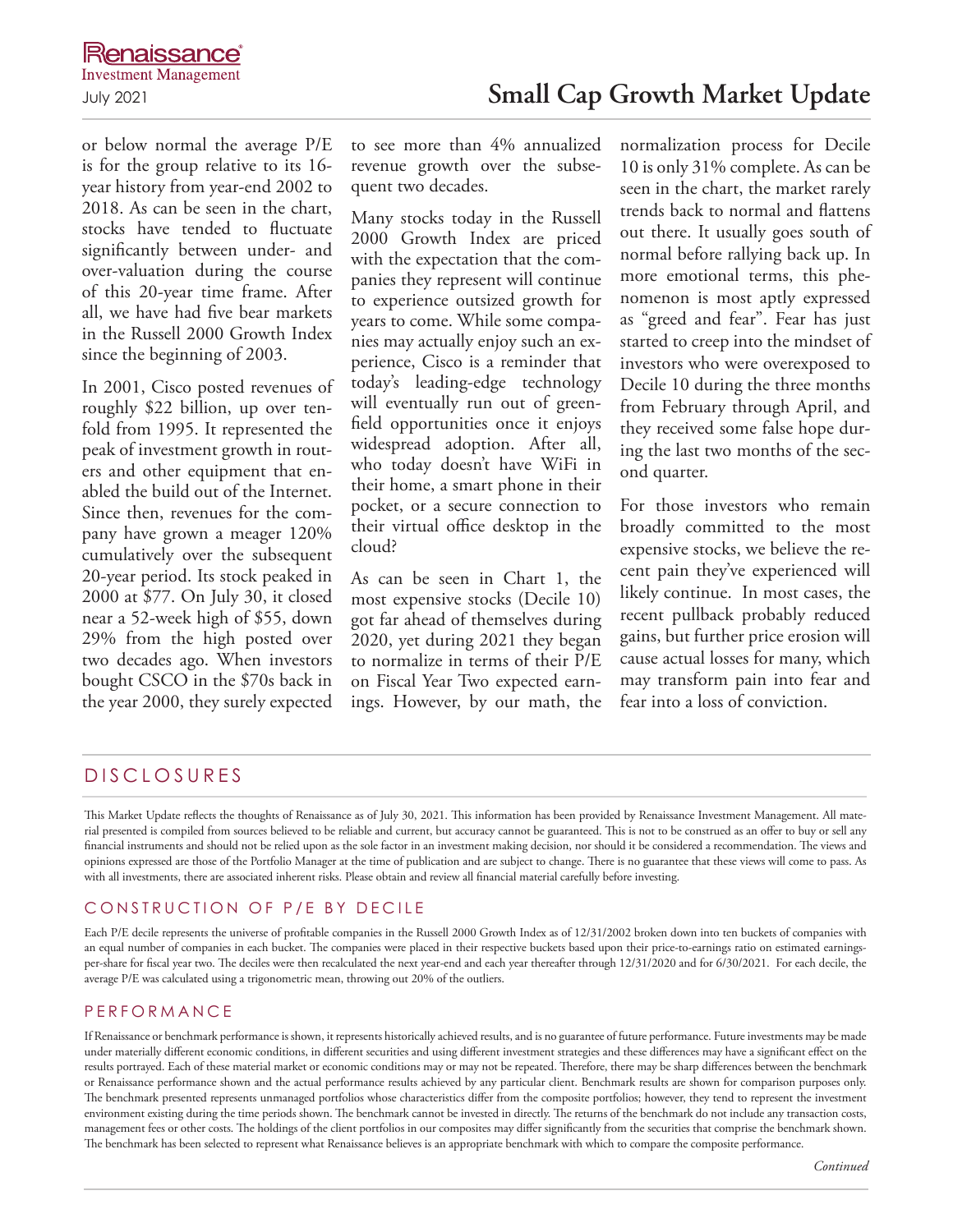or below normal the average P/E is for the group relative to its 16-year history from year-end 2002 to 2018. As can be seen in the chart, stocks have tended to fluctuate significantly between under- and over-valuation during the course of this 20-year time frame. After all, we have had five bear markets in the Russell 2000 Growth Index since the beginning of 2003.

In 2001, Cisco posted revenues of roughly $22 billion, up over tenfold from 1995. It represented the peak of investment growth in routers and other equipment that enabled the build out of the Internet. Since then, revenues for the company have grown a meager 120% cumulatively over the subsequent 20-year period. Its stock peaked in 2000 at $77. On July 30, it closed near a 52-week high of $55, down 29% from the high posted over two decades ago. When investors bought CSCO in the $70s back in the year 2000, they surely expected to see more than 4% annualized revenue growth over the subsequent two decades.

Many stocks today in the Russell 2000 Growth Index are priced with the expectation that the companies they represent will continue to experience outsized growth for years to come. While some companies may actually enjoy such an experience, Cisco is a reminder that today's leading-edge technology will eventually run out of greenfield opportunities once it enjoys widespread adoption. After all, who today doesn't have WiFi in their home, a smart phone in their pocket, or a secure connection to their virtual office desktop in the cloud?

As can be seen in Chart 1, the most expensive stocks (Decile 10) got far ahead of themselves during 2020, yet during 2021 they began to normalize in terms of their P/E on Fiscal Year Two expected earnings. However, by our math, the normalization process for Decile 10 is only 31% complete. As can be seen in the chart, the market rarely trends back to normal and flattens out there. It usually goes south of normal before rallying back up. In more emotional terms, this phenomenon is most aptly expressed as "greed and fear". Fear has just started to creep into the mindset of investors who were overexposed to Decile 10 during the three months from February through April, and they received some false hope during the last two months of the second quarter.

For those investors who remain broadly committed to the most expensive stocks, we believe the recent pain they've experienced will likely continue. In most cases, the recent pullback probably reduced gains, but further price erosion will cause actual losses for many, which may transform pain into fear and fear into a loss of conviction.

## DISCLOSURES

This Market Update reflects the thoughts of Renaissance as of July 30, 2021. This information has been provided by Renaissance Investment Management. All material presented is compiled from sources believed to be reliable and current, but accuracy cannot be guaranteed. This is not to be construed as an offer to buy or sell any financial instruments and should not be relied upon as the sole factor in an investment making decision, nor should it be considered a recommendation. The views and opinions expressed are those of the Portfolio Manager at the time of publication and are subject to change. There is no guarantee that these views will come to pass. As with all investments, there are associated inherent risks. Please obtain and review all financial material carefully before investing.

## CONSTRUCTION OF P/E BY DECILE

Each P/E decile represents the universe of profitable companies in the Russell 2000 Growth Index as of 12/31/2002 broken down into ten buckets of companies with an equal number of companies in each bucket. The companies were placed in their respective buckets based upon their price-to-earnings ratio on estimated earnings-per-share for fiscal year two. The deciles were then recalculated the next year-end and each year thereafter through 12/31/2020 and for 6/30/2021. For each decile, the average P/E was calculated using a trigonometric mean, throwing out 20% of the outliers.

## PERFORMANCE

If Renaissance or benchmark performance is shown, it represents historically achieved results, and is no guarantee of future performance. Future investments may be made under materially different economic conditions, in different securities and using different investment strategies and these differences may have a significant effect on the results portrayed. Each of these material market or economic conditions may or may not be repeated. Therefore, there may be sharp differences between the benchmark or Renaissance performance shown and the actual performance results achieved by any particular client. Benchmark results are shown for comparison purposes only. The benchmark presented represents unmanaged portfolios whose characteristics differ from the composite portfolios; however, they tend to represent the investment environment existing during the time periods shown. The benchmark cannot be invested in directly. The returns of the benchmark do not include any transaction costs, management fees or other costs. The holdings of the client portfolios in our composites may differ significantly from the securities that comprise the benchmark shown. The benchmark has been selected to represent what Renaissance believes is an appropriate benchmark with which to compare the composite performance.

*Continued*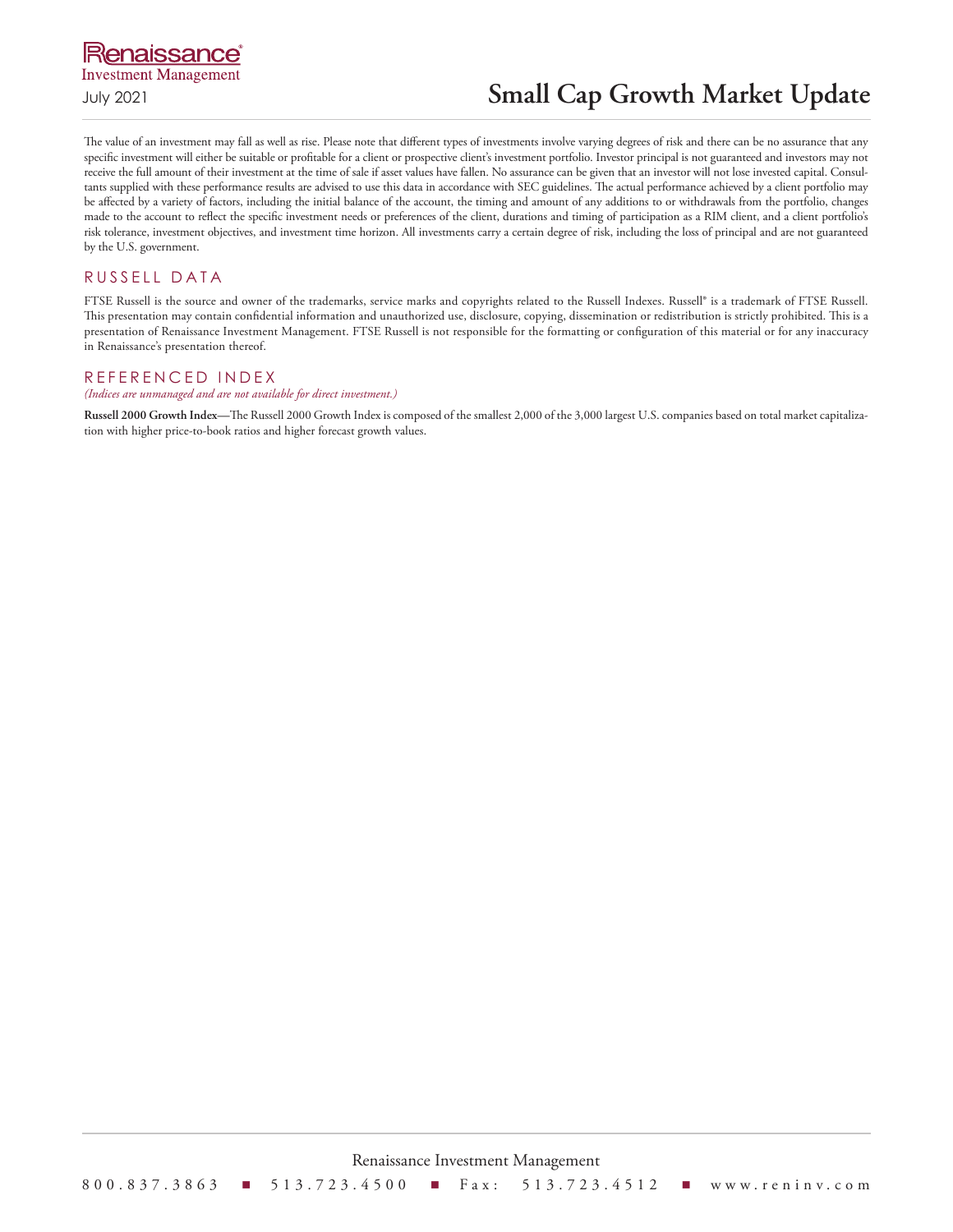The value of an investment may fall as well as rise. Please note that different types of investments involve varying degrees of risk and there can be no assurance that any specific investment will either be suitable or profitable for a client or prospective client's investment portfolio. Investor principal is not guaranteed and investors may not receive the full amount of their investment at the time of sale if asset values have fallen. No assurance can be given that an investor will not lose invested capital. Consultants supplied with these performance results are advised to use this data in accordance with SEC guidelines. The actual performance achieved by a client portfolio may be affected by a variety of factors, including the initial balance of the account, the timing and amount of any additions to or withdrawals from the portfolio, changes made to the account to reflect the specific investment needs or preferences of the client, durations and timing of participation as a RIM client, and a client portfolio's risk tolerance, investment objectives, and investment time horizon. All investments carry a certain degree of risk, including the loss of principal and are not guaranteed by the U.S. government.

## RUSSELL DATA

FTSE Russell is the source and owner of the trademarks, service marks and copyrights related to the Russell Indexes. Russell® is a trademark of FTSE Russell. This presentation may contain confidential information and unauthorized use, disclosure, copying, dissemination or redistribution is strictly prohibited. This is a presentation of Renaissance Investment Management. FTSE Russell is not responsible for the formatting or configuration of this material or for any inaccuracy in Renaissance's presentation thereof.

## REFERENCED INDEX

*(Indices are unmanaged and are not available for direct investment.)*

**Russell 2000 Growth Index**—The Russell 2000 Growth Index is composed of the smallest 2,000 of the 3,000 largest U.S. companies based on total market capitalization with higher price-to-book ratios and higher forecast growth values.

Renaissance Investment Management

800.837.3863 ■ 513.723.4500 ■ Fax: 513.723.4512 ■ www.reninv.com